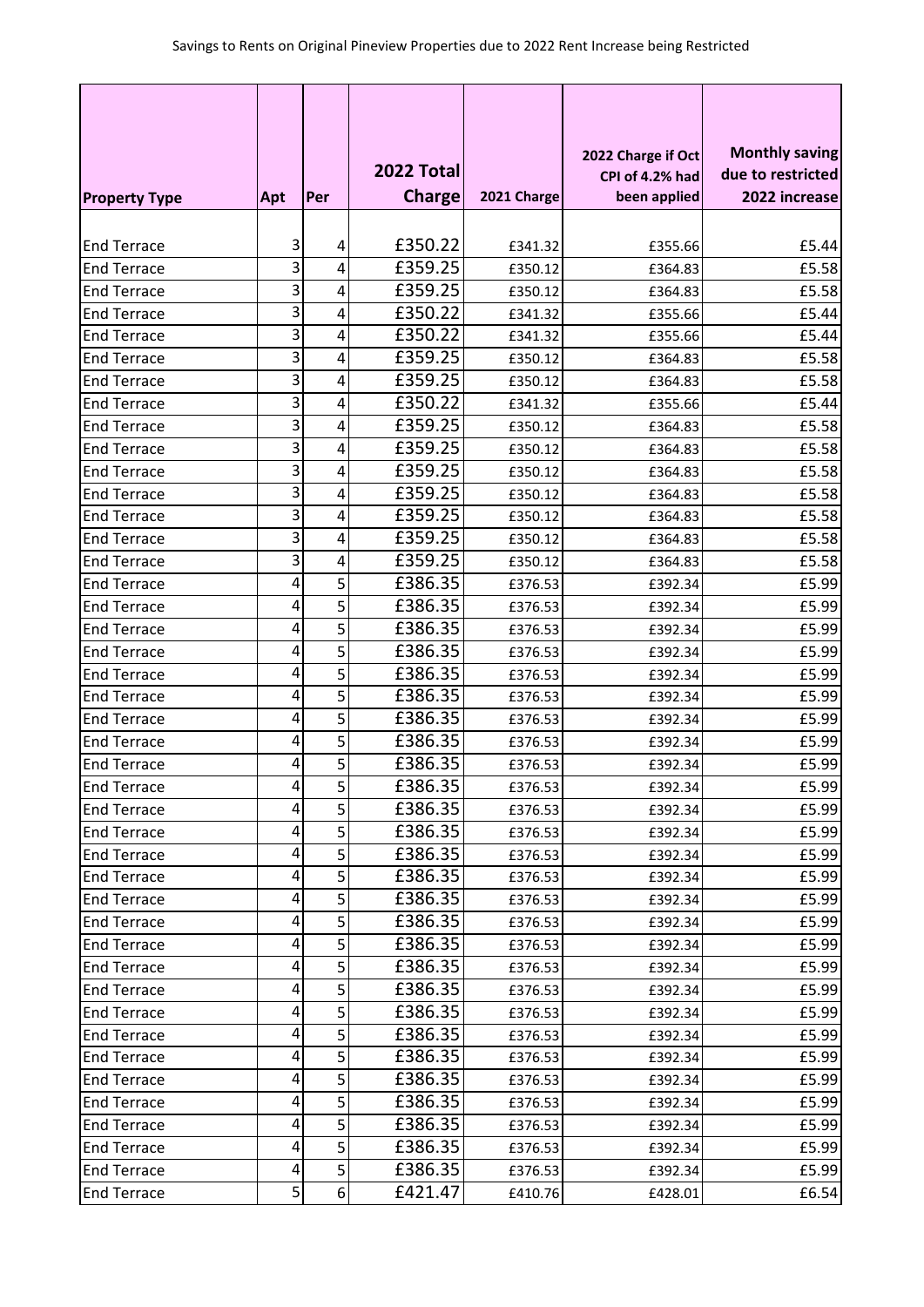Savings to Rents on Original Pineview Properties due to 2022 Rent Increase being Restricted

| Property Type | Apt | Per | 2022 Total Charge | 2021 Charge | 2022 Charge if Oct CPI of 4.2% had been applied | Monthly saving due to restricted 2022 increase |
|---|---|---|---|---|---|---|
| End Terrace | 3 | 4 | £350.22 | £341.32 | £355.66 | £5.44 |
| End Terrace | 3 | 4 | £359.25 | £350.12 | £364.83 | £5.58 |
| End Terrace | 3 | 4 | £359.25 | £350.12 | £364.83 | £5.58 |
| End Terrace | 3 | 4 | £350.22 | £341.32 | £355.66 | £5.44 |
| End Terrace | 3 | 4 | £350.22 | £341.32 | £355.66 | £5.44 |
| End Terrace | 3 | 4 | £359.25 | £350.12 | £364.83 | £5.58 |
| End Terrace | 3 | 4 | £359.25 | £350.12 | £364.83 | £5.58 |
| End Terrace | 3 | 4 | £350.22 | £341.32 | £355.66 | £5.44 |
| End Terrace | 3 | 4 | £359.25 | £350.12 | £364.83 | £5.58 |
| End Terrace | 3 | 4 | £359.25 | £350.12 | £364.83 | £5.58 |
| End Terrace | 3 | 4 | £359.25 | £350.12 | £364.83 | £5.58 |
| End Terrace | 3 | 4 | £359.25 | £350.12 | £364.83 | £5.58 |
| End Terrace | 3 | 4 | £359.25 | £350.12 | £364.83 | £5.58 |
| End Terrace | 3 | 4 | £359.25 | £350.12 | £364.83 | £5.58 |
| End Terrace | 3 | 4 | £359.25 | £350.12 | £364.83 | £5.58 |
| End Terrace | 4 | 5 | £386.35 | £376.53 | £392.34 | £5.99 |
| End Terrace | 4 | 5 | £386.35 | £376.53 | £392.34 | £5.99 |
| End Terrace | 4 | 5 | £386.35 | £376.53 | £392.34 | £5.99 |
| End Terrace | 4 | 5 | £386.35 | £376.53 | £392.34 | £5.99 |
| End Terrace | 4 | 5 | £386.35 | £376.53 | £392.34 | £5.99 |
| End Terrace | 4 | 5 | £386.35 | £376.53 | £392.34 | £5.99 |
| End Terrace | 4 | 5 | £386.35 | £376.53 | £392.34 | £5.99 |
| End Terrace | 4 | 5 | £386.35 | £376.53 | £392.34 | £5.99 |
| End Terrace | 4 | 5 | £386.35 | £376.53 | £392.34 | £5.99 |
| End Terrace | 4 | 5 | £386.35 | £376.53 | £392.34 | £5.99 |
| End Terrace | 4 | 5 | £386.35 | £376.53 | £392.34 | £5.99 |
| End Terrace | 4 | 5 | £386.35 | £376.53 | £392.34 | £5.99 |
| End Terrace | 4 | 5 | £386.35 | £376.53 | £392.34 | £5.99 |
| End Terrace | 4 | 5 | £386.35 | £376.53 | £392.34 | £5.99 |
| End Terrace | 4 | 5 | £386.35 | £376.53 | £392.34 | £5.99 |
| End Terrace | 4 | 5 | £386.35 | £376.53 | £392.34 | £5.99 |
| End Terrace | 4 | 5 | £386.35 | £376.53 | £392.34 | £5.99 |
| End Terrace | 4 | 5 | £386.35 | £376.53 | £392.34 | £5.99 |
| End Terrace | 4 | 5 | £386.35 | £376.53 | £392.34 | £5.99 |
| End Terrace | 4 | 5 | £386.35 | £376.53 | £392.34 | £5.99 |
| End Terrace | 4 | 5 | £386.35 | £376.53 | £392.34 | £5.99 |
| End Terrace | 4 | 5 | £386.35 | £376.53 | £392.34 | £5.99 |
| End Terrace | 4 | 5 | £386.35 | £376.53 | £392.34 | £5.99 |
| End Terrace | 4 | 5 | £386.35 | £376.53 | £392.34 | £5.99 |
| End Terrace | 4 | 5 | £386.35 | £376.53 | £392.34 | £5.99 |
| End Terrace | 4 | 5 | £386.35 | £376.53 | £392.34 | £5.99 |
| End Terrace | 4 | 5 | £386.35 | £376.53 | £392.34 | £5.99 |
| End Terrace | 5 | 6 | £421.47 | £410.76 | £428.01 | £6.54 |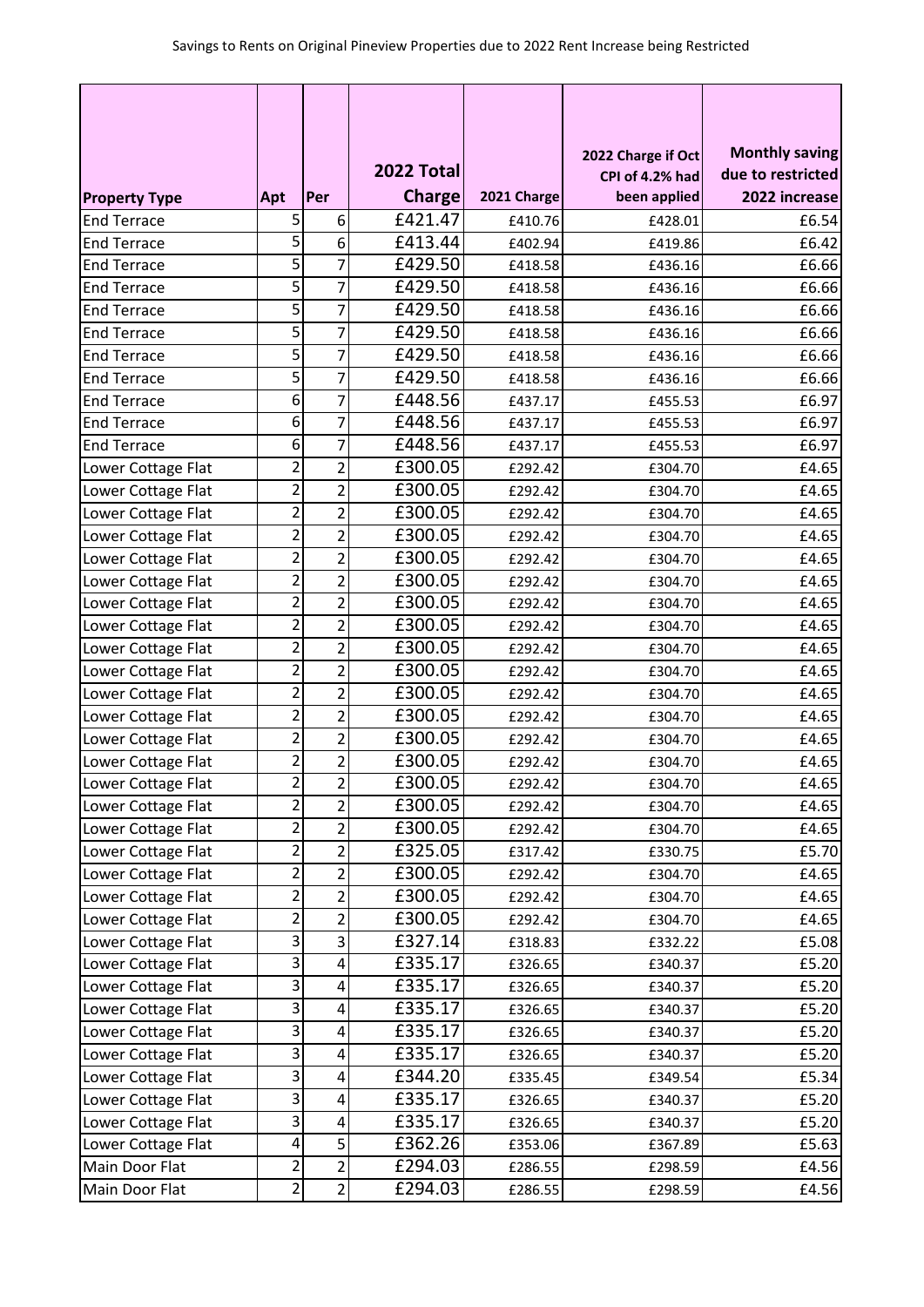Savings to Rents on Original Pineview Properties due to 2022 Rent Increase being Restricted

| Property Type | Apt | Per | 2022 Total Charge | 2021 Charge | 2022 Charge if Oct CPI of 4.2% had been applied | Monthly saving due to restricted 2022 increase |
|---|---|---|---|---|---|---|
| End Terrace | 5 | 6 | £421.47 | £410.76 | £428.01 | £6.54 |
| End Terrace | 5 | 6 | £413.44 | £402.94 | £419.86 | £6.42 |
| End Terrace | 5 | 7 | £429.50 | £418.58 | £436.16 | £6.66 |
| End Terrace | 5 | 7 | £429.50 | £418.58 | £436.16 | £6.66 |
| End Terrace | 5 | 7 | £429.50 | £418.58 | £436.16 | £6.66 |
| End Terrace | 5 | 7 | £429.50 | £418.58 | £436.16 | £6.66 |
| End Terrace | 5 | 7 | £429.50 | £418.58 | £436.16 | £6.66 |
| End Terrace | 5 | 7 | £429.50 | £418.58 | £436.16 | £6.66 |
| End Terrace | 6 | 7 | £448.56 | £437.17 | £455.53 | £6.97 |
| End Terrace | 6 | 7 | £448.56 | £437.17 | £455.53 | £6.97 |
| End Terrace | 6 | 7 | £448.56 | £437.17 | £455.53 | £6.97 |
| Lower Cottage Flat | 2 | 2 | £300.05 | £292.42 | £304.70 | £4.65 |
| Lower Cottage Flat | 2 | 2 | £300.05 | £292.42 | £304.70 | £4.65 |
| Lower Cottage Flat | 2 | 2 | £300.05 | £292.42 | £304.70 | £4.65 |
| Lower Cottage Flat | 2 | 2 | £300.05 | £292.42 | £304.70 | £4.65 |
| Lower Cottage Flat | 2 | 2 | £300.05 | £292.42 | £304.70 | £4.65 |
| Lower Cottage Flat | 2 | 2 | £300.05 | £292.42 | £304.70 | £4.65 |
| Lower Cottage Flat | 2 | 2 | £300.05 | £292.42 | £304.70 | £4.65 |
| Lower Cottage Flat | 2 | 2 | £300.05 | £292.42 | £304.70 | £4.65 |
| Lower Cottage Flat | 2 | 2 | £300.05 | £292.42 | £304.70 | £4.65 |
| Lower Cottage Flat | 2 | 2 | £300.05 | £292.42 | £304.70 | £4.65 |
| Lower Cottage Flat | 2 | 2 | £300.05 | £292.42 | £304.70 | £4.65 |
| Lower Cottage Flat | 2 | 2 | £300.05 | £292.42 | £304.70 | £4.65 |
| Lower Cottage Flat | 2 | 2 | £300.05 | £292.42 | £304.70 | £4.65 |
| Lower Cottage Flat | 2 | 2 | £300.05 | £292.42 | £304.70 | £4.65 |
| Lower Cottage Flat | 2 | 2 | £300.05 | £292.42 | £304.70 | £4.65 |
| Lower Cottage Flat | 2 | 2 | £300.05 | £292.42 | £304.70 | £4.65 |
| Lower Cottage Flat | 2 | 2 | £300.05 | £292.42 | £304.70 | £4.65 |
| Lower Cottage Flat | 2 | 2 | £325.05 | £317.42 | £330.75 | £5.70 |
| Lower Cottage Flat | 2 | 2 | £300.05 | £292.42 | £304.70 | £4.65 |
| Lower Cottage Flat | 2 | 2 | £300.05 | £292.42 | £304.70 | £4.65 |
| Lower Cottage Flat | 2 | 2 | £300.05 | £292.42 | £304.70 | £4.65 |
| Lower Cottage Flat | 3 | 3 | £327.14 | £318.83 | £332.22 | £5.08 |
| Lower Cottage Flat | 3 | 4 | £335.17 | £326.65 | £340.37 | £5.20 |
| Lower Cottage Flat | 3 | 4 | £335.17 | £326.65 | £340.37 | £5.20 |
| Lower Cottage Flat | 3 | 4 | £335.17 | £326.65 | £340.37 | £5.20 |
| Lower Cottage Flat | 3 | 4 | £335.17 | £326.65 | £340.37 | £5.20 |
| Lower Cottage Flat | 3 | 4 | £335.17 | £326.65 | £340.37 | £5.20 |
| Lower Cottage Flat | 3 | 4 | £344.20 | £335.45 | £349.54 | £5.34 |
| Lower Cottage Flat | 3 | 4 | £335.17 | £326.65 | £340.37 | £5.20 |
| Lower Cottage Flat | 3 | 4 | £335.17 | £326.65 | £340.37 | £5.20 |
| Lower Cottage Flat | 4 | 5 | £362.26 | £353.06 | £367.89 | £5.63 |
| Main Door Flat | 2 | 2 | £294.03 | £286.55 | £298.59 | £4.56 |
| Main Door Flat | 2 | 2 | £294.03 | £286.55 | £298.59 | £4.56 |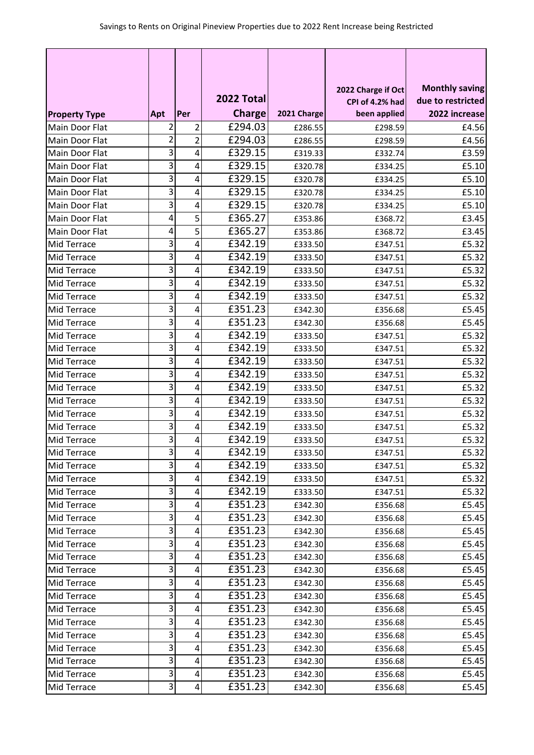Savings to Rents on Original Pineview Properties due to 2022 Rent Increase being Restricted

| Property Type | Apt | Per | 2022 Total Charge | 2021 Charge | 2022 Charge if Oct CPI of 4.2% had been applied | Monthly saving due to restricted 2022 increase |
|---|---|---|---|---|---|---|
| Main Door Flat | 2 | 2 | £294.03 | £286.55 | £298.59 | £4.56 |
| Main Door Flat | 2 | 2 | £294.03 | £286.55 | £298.59 | £4.56 |
| Main Door Flat | 3 | 4 | £329.15 | £319.33 | £332.74 | £3.59 |
| Main Door Flat | 3 | 4 | £329.15 | £320.78 | £334.25 | £5.10 |
| Main Door Flat | 3 | 4 | £329.15 | £320.78 | £334.25 | £5.10 |
| Main Door Flat | 3 | 4 | £329.15 | £320.78 | £334.25 | £5.10 |
| Main Door Flat | 3 | 4 | £329.15 | £320.78 | £334.25 | £5.10 |
| Main Door Flat | 4 | 5 | £365.27 | £353.86 | £368.72 | £3.45 |
| Main Door Flat | 4 | 5 | £365.27 | £353.86 | £368.72 | £3.45 |
| Mid Terrace | 3 | 4 | £342.19 | £333.50 | £347.51 | £5.32 |
| Mid Terrace | 3 | 4 | £342.19 | £333.50 | £347.51 | £5.32 |
| Mid Terrace | 3 | 4 | £342.19 | £333.50 | £347.51 | £5.32 |
| Mid Terrace | 3 | 4 | £342.19 | £333.50 | £347.51 | £5.32 |
| Mid Terrace | 3 | 4 | £342.19 | £333.50 | £347.51 | £5.32 |
| Mid Terrace | 3 | 4 | £351.23 | £342.30 | £356.68 | £5.45 |
| Mid Terrace | 3 | 4 | £351.23 | £342.30 | £356.68 | £5.45 |
| Mid Terrace | 3 | 4 | £342.19 | £333.50 | £347.51 | £5.32 |
| Mid Terrace | 3 | 4 | £342.19 | £333.50 | £347.51 | £5.32 |
| Mid Terrace | 3 | 4 | £342.19 | £333.50 | £347.51 | £5.32 |
| Mid Terrace | 3 | 4 | £342.19 | £333.50 | £347.51 | £5.32 |
| Mid Terrace | 3 | 4 | £342.19 | £333.50 | £347.51 | £5.32 |
| Mid Terrace | 3 | 4 | £342.19 | £333.50 | £347.51 | £5.32 |
| Mid Terrace | 3 | 4 | £342.19 | £333.50 | £347.51 | £5.32 |
| Mid Terrace | 3 | 4 | £342.19 | £333.50 | £347.51 | £5.32 |
| Mid Terrace | 3 | 4 | £342.19 | £333.50 | £347.51 | £5.32 |
| Mid Terrace | 3 | 4 | £342.19 | £333.50 | £347.51 | £5.32 |
| Mid Terrace | 3 | 4 | £342.19 | £333.50 | £347.51 | £5.32 |
| Mid Terrace | 3 | 4 | £342.19 | £333.50 | £347.51 | £5.32 |
| Mid Terrace | 3 | 4 | £342.19 | £333.50 | £347.51 | £5.32 |
| Mid Terrace | 3 | 4 | £351.23 | £342.30 | £356.68 | £5.45 |
| Mid Terrace | 3 | 4 | £351.23 | £342.30 | £356.68 | £5.45 |
| Mid Terrace | 3 | 4 | £351.23 | £342.30 | £356.68 | £5.45 |
| Mid Terrace | 3 | 4 | £351.23 | £342.30 | £356.68 | £5.45 |
| Mid Terrace | 3 | 4 | £351.23 | £342.30 | £356.68 | £5.45 |
| Mid Terrace | 3 | 4 | £351.23 | £342.30 | £356.68 | £5.45 |
| Mid Terrace | 3 | 4 | £351.23 | £342.30 | £356.68 | £5.45 |
| Mid Terrace | 3 | 4 | £351.23 | £342.30 | £356.68 | £5.45 |
| Mid Terrace | 3 | 4 | £351.23 | £342.30 | £356.68 | £5.45 |
| Mid Terrace | 3 | 4 | £351.23 | £342.30 | £356.68 | £5.45 |
| Mid Terrace | 3 | 4 | £351.23 | £342.30 | £356.68 | £5.45 |
| Mid Terrace | 3 | 4 | £351.23 | £342.30 | £356.68 | £5.45 |
| Mid Terrace | 3 | 4 | £351.23 | £342.30 | £356.68 | £5.45 |
| Mid Terrace | 3 | 4 | £351.23 | £342.30 | £356.68 | £5.45 |
| Mid Terrace | 3 | 4 | £351.23 | £342.30 | £356.68 | £5.45 |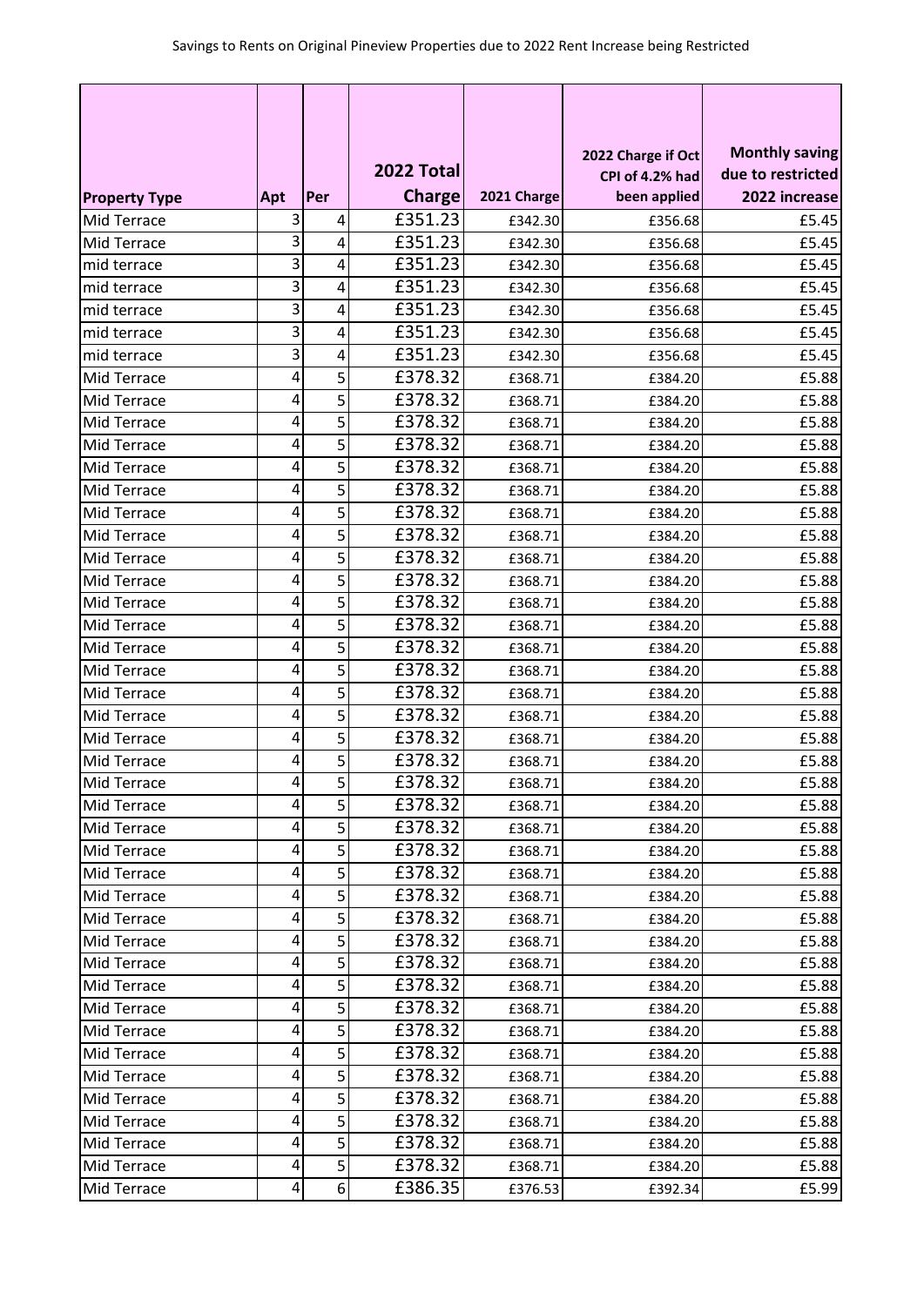Savings to Rents on Original Pineview Properties due to 2022 Rent Increase being Restricted

| Property Type | Apt | Per | 2022 Total Charge | 2021 Charge | 2022 Charge if Oct CPI of 4.2% had been applied | Monthly saving due to restricted 2022 increase |
|---|---|---|---|---|---|---|
| Mid Terrace | 3 | 4 | £351.23 | £342.30 | £356.68 | £5.45 |
| Mid Terrace | 3 | 4 | £351.23 | £342.30 | £356.68 | £5.45 |
| mid terrace | 3 | 4 | £351.23 | £342.30 | £356.68 | £5.45 |
| mid terrace | 3 | 4 | £351.23 | £342.30 | £356.68 | £5.45 |
| mid terrace | 3 | 4 | £351.23 | £342.30 | £356.68 | £5.45 |
| mid terrace | 3 | 4 | £351.23 | £342.30 | £356.68 | £5.45 |
| mid terrace | 3 | 4 | £351.23 | £342.30 | £356.68 | £5.45 |
| Mid Terrace | 4 | 5 | £378.32 | £368.71 | £384.20 | £5.88 |
| Mid Terrace | 4 | 5 | £378.32 | £368.71 | £384.20 | £5.88 |
| Mid Terrace | 4 | 5 | £378.32 | £368.71 | £384.20 | £5.88 |
| Mid Terrace | 4 | 5 | £378.32 | £368.71 | £384.20 | £5.88 |
| Mid Terrace | 4 | 5 | £378.32 | £368.71 | £384.20 | £5.88 |
| Mid Terrace | 4 | 5 | £378.32 | £368.71 | £384.20 | £5.88 |
| Mid Terrace | 4 | 5 | £378.32 | £368.71 | £384.20 | £5.88 |
| Mid Terrace | 4 | 5 | £378.32 | £368.71 | £384.20 | £5.88 |
| Mid Terrace | 4 | 5 | £378.32 | £368.71 | £384.20 | £5.88 |
| Mid Terrace | 4 | 5 | £378.32 | £368.71 | £384.20 | £5.88 |
| Mid Terrace | 4 | 5 | £378.32 | £368.71 | £384.20 | £5.88 |
| Mid Terrace | 4 | 5 | £378.32 | £368.71 | £384.20 | £5.88 |
| Mid Terrace | 4 | 5 | £378.32 | £368.71 | £384.20 | £5.88 |
| Mid Terrace | 4 | 5 | £378.32 | £368.71 | £384.20 | £5.88 |
| Mid Terrace | 4 | 5 | £378.32 | £368.71 | £384.20 | £5.88 |
| Mid Terrace | 4 | 5 | £378.32 | £368.71 | £384.20 | £5.88 |
| Mid Terrace | 4 | 5 | £378.32 | £368.71 | £384.20 | £5.88 |
| Mid Terrace | 4 | 5 | £378.32 | £368.71 | £384.20 | £5.88 |
| Mid Terrace | 4 | 5 | £378.32 | £368.71 | £384.20 | £5.88 |
| Mid Terrace | 4 | 5 | £378.32 | £368.71 | £384.20 | £5.88 |
| Mid Terrace | 4 | 5 | £378.32 | £368.71 | £384.20 | £5.88 |
| Mid Terrace | 4 | 5 | £378.32 | £368.71 | £384.20 | £5.88 |
| Mid Terrace | 4 | 5 | £378.32 | £368.71 | £384.20 | £5.88 |
| Mid Terrace | 4 | 5 | £378.32 | £368.71 | £384.20 | £5.88 |
| Mid Terrace | 4 | 5 | £378.32 | £368.71 | £384.20 | £5.88 |
| Mid Terrace | 4 | 5 | £378.32 | £368.71 | £384.20 | £5.88 |
| Mid Terrace | 4 | 5 | £378.32 | £368.71 | £384.20 | £5.88 |
| Mid Terrace | 4 | 5 | £378.32 | £368.71 | £384.20 | £5.88 |
| Mid Terrace | 4 | 5 | £378.32 | £368.71 | £384.20 | £5.88 |
| Mid Terrace | 4 | 5 | £378.32 | £368.71 | £384.20 | £5.88 |
| Mid Terrace | 4 | 5 | £378.32 | £368.71 | £384.20 | £5.88 |
| Mid Terrace | 4 | 5 | £378.32 | £368.71 | £384.20 | £5.88 |
| Mid Terrace | 4 | 5 | £378.32 | £368.71 | £384.20 | £5.88 |
| Mid Terrace | 4 | 5 | £378.32 | £368.71 | £384.20 | £5.88 |
| Mid Terrace | 4 | 5 | £378.32 | £368.71 | £384.20 | £5.88 |
| Mid Terrace | 4 | 5 | £378.32 | £368.71 | £384.20 | £5.88 |
| Mid Terrace | 4 | 6 | £386.35 | £376.53 | £392.34 | £5.99 |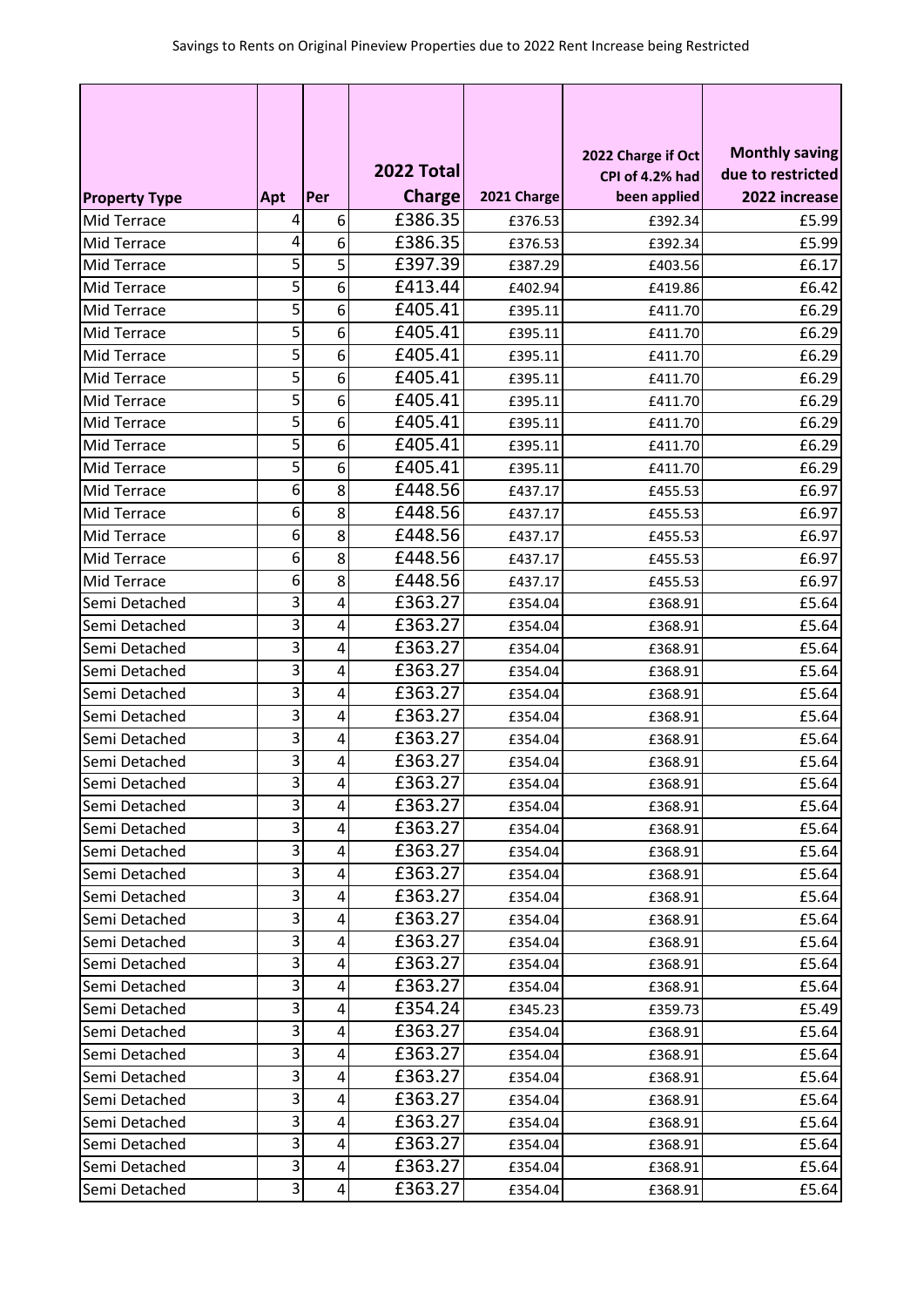Savings to Rents on Original Pineview Properties due to 2022 Rent Increase being Restricted

| Property Type | Apt | Per | 2022 Total Charge | 2021 Charge | 2022 Charge if Oct CPI of 4.2% had been applied | Monthly saving due to restricted 2022 increase |
|---|---|---|---|---|---|---|
| Mid Terrace | 4 | 6 | £386.35 | £376.53 | £392.34 | £5.99 |
| Mid Terrace | 4 | 6 | £386.35 | £376.53 | £392.34 | £5.99 |
| Mid Terrace | 5 | 5 | £397.39 | £387.29 | £403.56 | £6.17 |
| Mid Terrace | 5 | 6 | £413.44 | £402.94 | £419.86 | £6.42 |
| Mid Terrace | 5 | 6 | £405.41 | £395.11 | £411.70 | £6.29 |
| Mid Terrace | 5 | 6 | £405.41 | £395.11 | £411.70 | £6.29 |
| Mid Terrace | 5 | 6 | £405.41 | £395.11 | £411.70 | £6.29 |
| Mid Terrace | 5 | 6 | £405.41 | £395.11 | £411.70 | £6.29 |
| Mid Terrace | 5 | 6 | £405.41 | £395.11 | £411.70 | £6.29 |
| Mid Terrace | 5 | 6 | £405.41 | £395.11 | £411.70 | £6.29 |
| Mid Terrace | 5 | 6 | £405.41 | £395.11 | £411.70 | £6.29 |
| Mid Terrace | 5 | 6 | £405.41 | £395.11 | £411.70 | £6.29 |
| Mid Terrace | 6 | 8 | £448.56 | £437.17 | £455.53 | £6.97 |
| Mid Terrace | 6 | 8 | £448.56 | £437.17 | £455.53 | £6.97 |
| Mid Terrace | 6 | 8 | £448.56 | £437.17 | £455.53 | £6.97 |
| Mid Terrace | 6 | 8 | £448.56 | £437.17 | £455.53 | £6.97 |
| Mid Terrace | 6 | 8 | £448.56 | £437.17 | £455.53 | £6.97 |
| Semi Detached | 3 | 4 | £363.27 | £354.04 | £368.91 | £5.64 |
| Semi Detached | 3 | 4 | £363.27 | £354.04 | £368.91 | £5.64 |
| Semi Detached | 3 | 4 | £363.27 | £354.04 | £368.91 | £5.64 |
| Semi Detached | 3 | 4 | £363.27 | £354.04 | £368.91 | £5.64 |
| Semi Detached | 3 | 4 | £363.27 | £354.04 | £368.91 | £5.64 |
| Semi Detached | 3 | 4 | £363.27 | £354.04 | £368.91 | £5.64 |
| Semi Detached | 3 | 4 | £363.27 | £354.04 | £368.91 | £5.64 |
| Semi Detached | 3 | 4 | £363.27 | £354.04 | £368.91 | £5.64 |
| Semi Detached | 3 | 4 | £363.27 | £354.04 | £368.91 | £5.64 |
| Semi Detached | 3 | 4 | £363.27 | £354.04 | £368.91 | £5.64 |
| Semi Detached | 3 | 4 | £363.27 | £354.04 | £368.91 | £5.64 |
| Semi Detached | 3 | 4 | £363.27 | £354.04 | £368.91 | £5.64 |
| Semi Detached | 3 | 4 | £363.27 | £354.04 | £368.91 | £5.64 |
| Semi Detached | 3 | 4 | £363.27 | £354.04 | £368.91 | £5.64 |
| Semi Detached | 3 | 4 | £363.27 | £354.04 | £368.91 | £5.64 |
| Semi Detached | 3 | 4 | £363.27 | £354.04 | £368.91 | £5.64 |
| Semi Detached | 3 | 4 | £363.27 | £354.04 | £368.91 | £5.64 |
| Semi Detached | 3 | 4 | £363.27 | £354.04 | £368.91 | £5.64 |
| Semi Detached | 3 | 4 | £354.24 | £345.23 | £359.73 | £5.49 |
| Semi Detached | 3 | 4 | £363.27 | £354.04 | £368.91 | £5.64 |
| Semi Detached | 3 | 4 | £363.27 | £354.04 | £368.91 | £5.64 |
| Semi Detached | 3 | 4 | £363.27 | £354.04 | £368.91 | £5.64 |
| Semi Detached | 3 | 4 | £363.27 | £354.04 | £368.91 | £5.64 |
| Semi Detached | 3 | 4 | £363.27 | £354.04 | £368.91 | £5.64 |
| Semi Detached | 3 | 4 | £363.27 | £354.04 | £368.91 | £5.64 |
| Semi Detached | 3 | 4 | £363.27 | £354.04 | £368.91 | £5.64 |
| Semi Detached | 3 | 4 | £363.27 | £354.04 | £368.91 | £5.64 |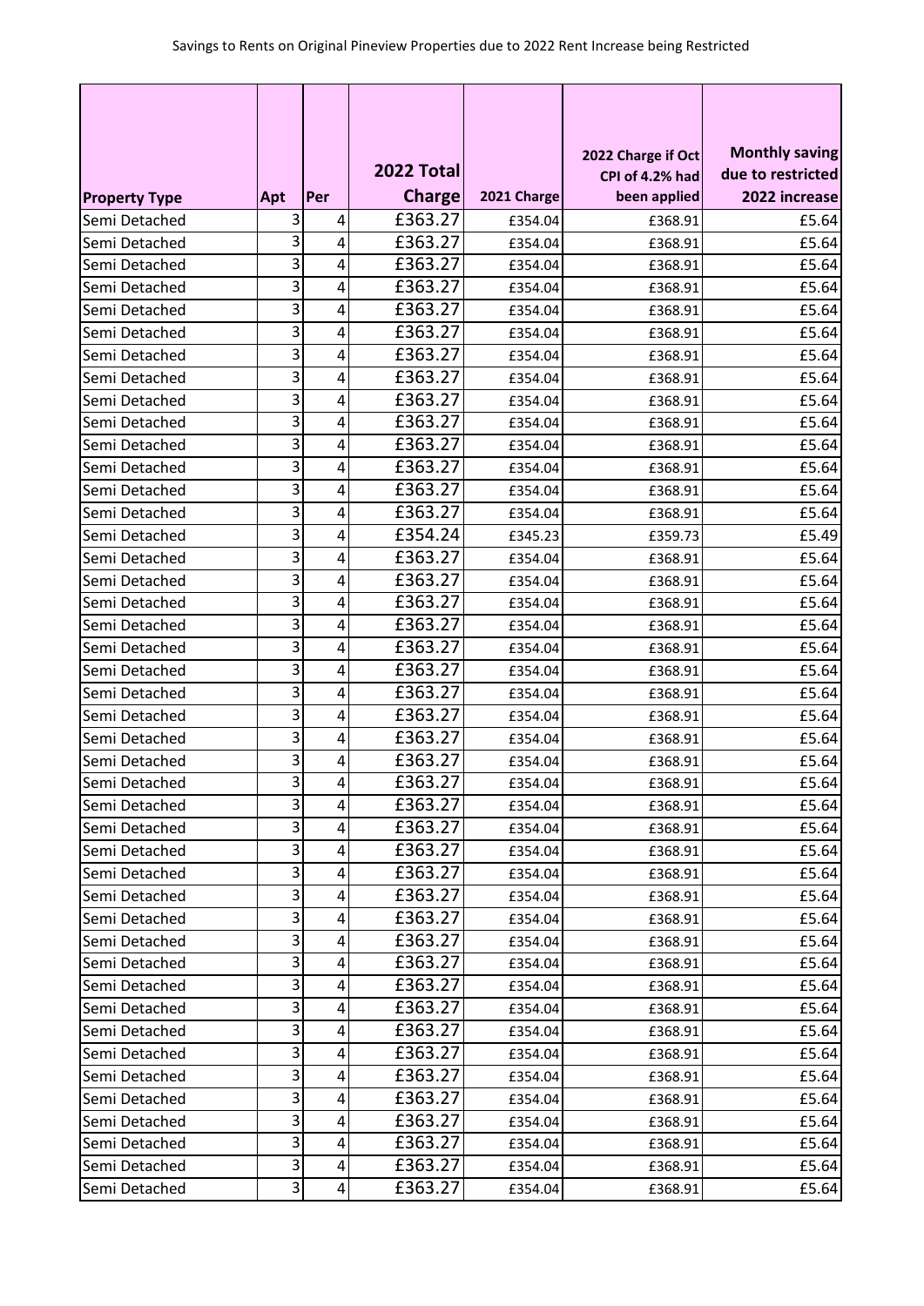Savings to Rents on Original Pineview Properties due to 2022 Rent Increase being Restricted

| Property Type | Apt | Per | 2022 Total Charge | 2021 Charge | 2022 Charge if Oct CPI of 4.2% had been applied | Monthly saving due to restricted 2022 increase |
|---|---|---|---|---|---|---|
| Semi Detached | 3 | 4 | £363.27 | £354.04 | £368.91 | £5.64 |
| Semi Detached | 3 | 4 | £363.27 | £354.04 | £368.91 | £5.64 |
| Semi Detached | 3 | 4 | £363.27 | £354.04 | £368.91 | £5.64 |
| Semi Detached | 3 | 4 | £363.27 | £354.04 | £368.91 | £5.64 |
| Semi Detached | 3 | 4 | £363.27 | £354.04 | £368.91 | £5.64 |
| Semi Detached | 3 | 4 | £363.27 | £354.04 | £368.91 | £5.64 |
| Semi Detached | 3 | 4 | £363.27 | £354.04 | £368.91 | £5.64 |
| Semi Detached | 3 | 4 | £363.27 | £354.04 | £368.91 | £5.64 |
| Semi Detached | 3 | 4 | £363.27 | £354.04 | £368.91 | £5.64 |
| Semi Detached | 3 | 4 | £363.27 | £354.04 | £368.91 | £5.64 |
| Semi Detached | 3 | 4 | £363.27 | £354.04 | £368.91 | £5.64 |
| Semi Detached | 3 | 4 | £363.27 | £354.04 | £368.91 | £5.64 |
| Semi Detached | 3 | 4 | £363.27 | £354.04 | £368.91 | £5.64 |
| Semi Detached | 3 | 4 | £363.27 | £354.04 | £368.91 | £5.64 |
| Semi Detached | 3 | 4 | £354.24 | £345.23 | £359.73 | £5.49 |
| Semi Detached | 3 | 4 | £363.27 | £354.04 | £368.91 | £5.64 |
| Semi Detached | 3 | 4 | £363.27 | £354.04 | £368.91 | £5.64 |
| Semi Detached | 3 | 4 | £363.27 | £354.04 | £368.91 | £5.64 |
| Semi Detached | 3 | 4 | £363.27 | £354.04 | £368.91 | £5.64 |
| Semi Detached | 3 | 4 | £363.27 | £354.04 | £368.91 | £5.64 |
| Semi Detached | 3 | 4 | £363.27 | £354.04 | £368.91 | £5.64 |
| Semi Detached | 3 | 4 | £363.27 | £354.04 | £368.91 | £5.64 |
| Semi Detached | 3 | 4 | £363.27 | £354.04 | £368.91 | £5.64 |
| Semi Detached | 3 | 4 | £363.27 | £354.04 | £368.91 | £5.64 |
| Semi Detached | 3 | 4 | £363.27 | £354.04 | £368.91 | £5.64 |
| Semi Detached | 3 | 4 | £363.27 | £354.04 | £368.91 | £5.64 |
| Semi Detached | 3 | 4 | £363.27 | £354.04 | £368.91 | £5.64 |
| Semi Detached | 3 | 4 | £363.27 | £354.04 | £368.91 | £5.64 |
| Semi Detached | 3 | 4 | £363.27 | £354.04 | £368.91 | £5.64 |
| Semi Detached | 3 | 4 | £363.27 | £354.04 | £368.91 | £5.64 |
| Semi Detached | 3 | 4 | £363.27 | £354.04 | £368.91 | £5.64 |
| Semi Detached | 3 | 4 | £363.27 | £354.04 | £368.91 | £5.64 |
| Semi Detached | 3 | 4 | £363.27 | £354.04 | £368.91 | £5.64 |
| Semi Detached | 3 | 4 | £363.27 | £354.04 | £368.91 | £5.64 |
| Semi Detached | 3 | 4 | £363.27 | £354.04 | £368.91 | £5.64 |
| Semi Detached | 3 | 4 | £363.27 | £354.04 | £368.91 | £5.64 |
| Semi Detached | 3 | 4 | £363.27 | £354.04 | £368.91 | £5.64 |
| Semi Detached | 3 | 4 | £363.27 | £354.04 | £368.91 | £5.64 |
| Semi Detached | 3 | 4 | £363.27 | £354.04 | £368.91 | £5.64 |
| Semi Detached | 3 | 4 | £363.27 | £354.04 | £368.91 | £5.64 |
| Semi Detached | 3 | 4 | £363.27 | £354.04 | £368.91 | £5.64 |
| Semi Detached | 3 | 4 | £363.27 | £354.04 | £368.91 | £5.64 |
| Semi Detached | 3 | 4 | £363.27 | £354.04 | £368.91 | £5.64 |
| Semi Detached | 3 | 4 | £363.27 | £354.04 | £368.91 | £5.64 |
| Semi Detached | 3 | 4 | £363.27 | £354.04 | £368.91 | £5.64 |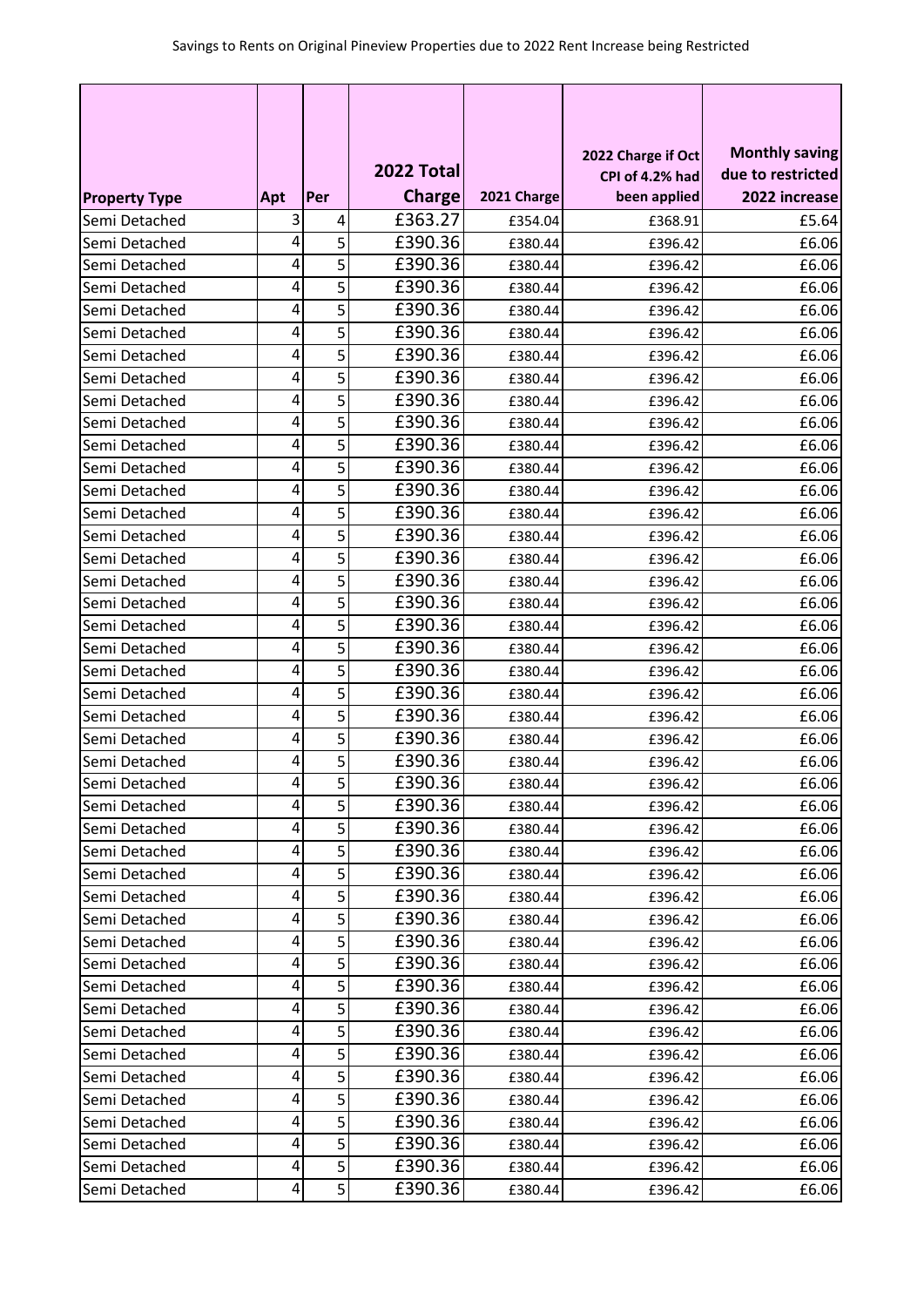| Property Type | Apt | Per | 2022 Total Charge | 2021 Charge | 2022 Charge if Oct CPI of 4.2% had been applied | Monthly saving due to restricted 2022 increase |
|---|---|---|---|---|---|---|
| Semi Detached | 3 | 4 | £363.27 | £354.04 | £368.91 | £5.64 |
| Semi Detached | 4 | 5 | £390.36 | £380.44 | £396.42 | £6.06 |
| Semi Detached | 4 | 5 | £390.36 | £380.44 | £396.42 | £6.06 |
| Semi Detached | 4 | 5 | £390.36 | £380.44 | £396.42 | £6.06 |
| Semi Detached | 4 | 5 | £390.36 | £380.44 | £396.42 | £6.06 |
| Semi Detached | 4 | 5 | £390.36 | £380.44 | £396.42 | £6.06 |
| Semi Detached | 4 | 5 | £390.36 | £380.44 | £396.42 | £6.06 |
| Semi Detached | 4 | 5 | £390.36 | £380.44 | £396.42 | £6.06 |
| Semi Detached | 4 | 5 | £390.36 | £380.44 | £396.42 | £6.06 |
| Semi Detached | 4 | 5 | £390.36 | £380.44 | £396.42 | £6.06 |
| Semi Detached | 4 | 5 | £390.36 | £380.44 | £396.42 | £6.06 |
| Semi Detached | 4 | 5 | £390.36 | £380.44 | £396.42 | £6.06 |
| Semi Detached | 4 | 5 | £390.36 | £380.44 | £396.42 | £6.06 |
| Semi Detached | 4 | 5 | £390.36 | £380.44 | £396.42 | £6.06 |
| Semi Detached | 4 | 5 | £390.36 | £380.44 | £396.42 | £6.06 |
| Semi Detached | 4 | 5 | £390.36 | £380.44 | £396.42 | £6.06 |
| Semi Detached | 4 | 5 | £390.36 | £380.44 | £396.42 | £6.06 |
| Semi Detached | 4 | 5 | £390.36 | £380.44 | £396.42 | £6.06 |
| Semi Detached | 4 | 5 | £390.36 | £380.44 | £396.42 | £6.06 |
| Semi Detached | 4 | 5 | £390.36 | £380.44 | £396.42 | £6.06 |
| Semi Detached | 4 | 5 | £390.36 | £380.44 | £396.42 | £6.06 |
| Semi Detached | 4 | 5 | £390.36 | £380.44 | £396.42 | £6.06 |
| Semi Detached | 4 | 5 | £390.36 | £380.44 | £396.42 | £6.06 |
| Semi Detached | 4 | 5 | £390.36 | £380.44 | £396.42 | £6.06 |
| Semi Detached | 4 | 5 | £390.36 | £380.44 | £396.42 | £6.06 |
| Semi Detached | 4 | 5 | £390.36 | £380.44 | £396.42 | £6.06 |
| Semi Detached | 4 | 5 | £390.36 | £380.44 | £396.42 | £6.06 |
| Semi Detached | 4 | 5 | £390.36 | £380.44 | £396.42 | £6.06 |
| Semi Detached | 4 | 5 | £390.36 | £380.44 | £396.42 | £6.06 |
| Semi Detached | 4 | 5 | £390.36 | £380.44 | £396.42 | £6.06 |
| Semi Detached | 4 | 5 | £390.36 | £380.44 | £396.42 | £6.06 |
| Semi Detached | 4 | 5 | £390.36 | £380.44 | £396.42 | £6.06 |
| Semi Detached | 4 | 5 | £390.36 | £380.44 | £396.42 | £6.06 |
| Semi Detached | 4 | 5 | £390.36 | £380.44 | £396.42 | £6.06 |
| Semi Detached | 4 | 5 | £390.36 | £380.44 | £396.42 | £6.06 |
| Semi Detached | 4 | 5 | £390.36 | £380.44 | £396.42 | £6.06 |
| Semi Detached | 4 | 5 | £390.36 | £380.44 | £396.42 | £6.06 |
| Semi Detached | 4 | 5 | £390.36 | £380.44 | £396.42 | £6.06 |
| Semi Detached | 4 | 5 | £390.36 | £380.44 | £396.42 | £6.06 |
| Semi Detached | 4 | 5 | £390.36 | £380.44 | £396.42 | £6.06 |
| Semi Detached | 4 | 5 | £390.36 | £380.44 | £396.42 | £6.06 |
| Semi Detached | 4 | 5 | £390.36 | £380.44 | £396.42 | £6.06 |
| Semi Detached | 4 | 5 | £390.36 | £380.44 | £396.42 | £6.06 |
| Semi Detached | 4 | 5 | £390.36 | £380.44 | £396.42 | £6.06 |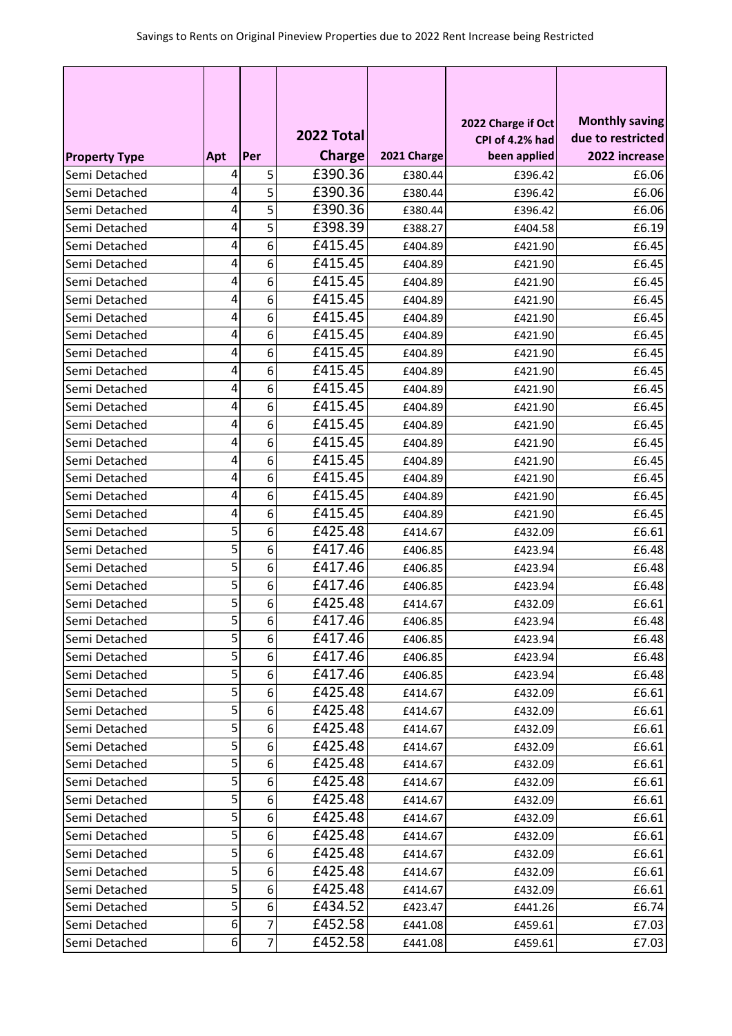Savings to Rents on Original Pineview Properties due to 2022 Rent Increase being Restricted

| Property Type | Apt | Per | 2022 Total Charge | 2021 Charge | 2022 Charge if Oct CPI of 4.2% had been applied | Monthly saving due to restricted 2022 increase |
|---|---|---|---|---|---|---|
| Semi Detached | 4 | 5 | £390.36 | £380.44 | £396.42 | £6.06 |
| Semi Detached | 4 | 5 | £390.36 | £380.44 | £396.42 | £6.06 |
| Semi Detached | 4 | 5 | £390.36 | £380.44 | £396.42 | £6.06 |
| Semi Detached | 4 | 5 | £398.39 | £388.27 | £404.58 | £6.19 |
| Semi Detached | 4 | 6 | £415.45 | £404.89 | £421.90 | £6.45 |
| Semi Detached | 4 | 6 | £415.45 | £404.89 | £421.90 | £6.45 |
| Semi Detached | 4 | 6 | £415.45 | £404.89 | £421.90 | £6.45 |
| Semi Detached | 4 | 6 | £415.45 | £404.89 | £421.90 | £6.45 |
| Semi Detached | 4 | 6 | £415.45 | £404.89 | £421.90 | £6.45 |
| Semi Detached | 4 | 6 | £415.45 | £404.89 | £421.90 | £6.45 |
| Semi Detached | 4 | 6 | £415.45 | £404.89 | £421.90 | £6.45 |
| Semi Detached | 4 | 6 | £415.45 | £404.89 | £421.90 | £6.45 |
| Semi Detached | 4 | 6 | £415.45 | £404.89 | £421.90 | £6.45 |
| Semi Detached | 4 | 6 | £415.45 | £404.89 | £421.90 | £6.45 |
| Semi Detached | 4 | 6 | £415.45 | £404.89 | £421.90 | £6.45 |
| Semi Detached | 4 | 6 | £415.45 | £404.89 | £421.90 | £6.45 |
| Semi Detached | 4 | 6 | £415.45 | £404.89 | £421.90 | £6.45 |
| Semi Detached | 4 | 6 | £415.45 | £404.89 | £421.90 | £6.45 |
| Semi Detached | 4 | 6 | £415.45 | £404.89 | £421.90 | £6.45 |
| Semi Detached | 4 | 6 | £415.45 | £404.89 | £421.90 | £6.45 |
| Semi Detached | 5 | 6 | £425.48 | £414.67 | £432.09 | £6.61 |
| Semi Detached | 5 | 6 | £417.46 | £406.85 | £423.94 | £6.48 |
| Semi Detached | 5 | 6 | £417.46 | £406.85 | £423.94 | £6.48 |
| Semi Detached | 5 | 6 | £417.46 | £406.85 | £423.94 | £6.48 |
| Semi Detached | 5 | 6 | £425.48 | £414.67 | £432.09 | £6.61 |
| Semi Detached | 5 | 6 | £417.46 | £406.85 | £423.94 | £6.48 |
| Semi Detached | 5 | 6 | £417.46 | £406.85 | £423.94 | £6.48 |
| Semi Detached | 5 | 6 | £417.46 | £406.85 | £423.94 | £6.48 |
| Semi Detached | 5 | 6 | £417.46 | £406.85 | £423.94 | £6.48 |
| Semi Detached | 5 | 6 | £425.48 | £414.67 | £432.09 | £6.61 |
| Semi Detached | 5 | 6 | £425.48 | £414.67 | £432.09 | £6.61 |
| Semi Detached | 5 | 6 | £425.48 | £414.67 | £432.09 | £6.61 |
| Semi Detached | 5 | 6 | £425.48 | £414.67 | £432.09 | £6.61 |
| Semi Detached | 5 | 6 | £425.48 | £414.67 | £432.09 | £6.61 |
| Semi Detached | 5 | 6 | £425.48 | £414.67 | £432.09 | £6.61 |
| Semi Detached | 5 | 6 | £425.48 | £414.67 | £432.09 | £6.61 |
| Semi Detached | 5 | 6 | £425.48 | £414.67 | £432.09 | £6.61 |
| Semi Detached | 5 | 6 | £425.48 | £414.67 | £432.09 | £6.61 |
| Semi Detached | 5 | 6 | £425.48 | £414.67 | £432.09 | £6.61 |
| Semi Detached | 5 | 6 | £425.48 | £414.67 | £432.09 | £6.61 |
| Semi Detached | 5 | 6 | £425.48 | £414.67 | £432.09 | £6.61 |
| Semi Detached | 5 | 6 | £434.52 | £423.47 | £441.26 | £6.74 |
| Semi Detached | 6 | 7 | £452.58 | £441.08 | £459.61 | £7.03 |
| Semi Detached | 6 | 7 | £452.58 | £441.08 | £459.61 | £7.03 |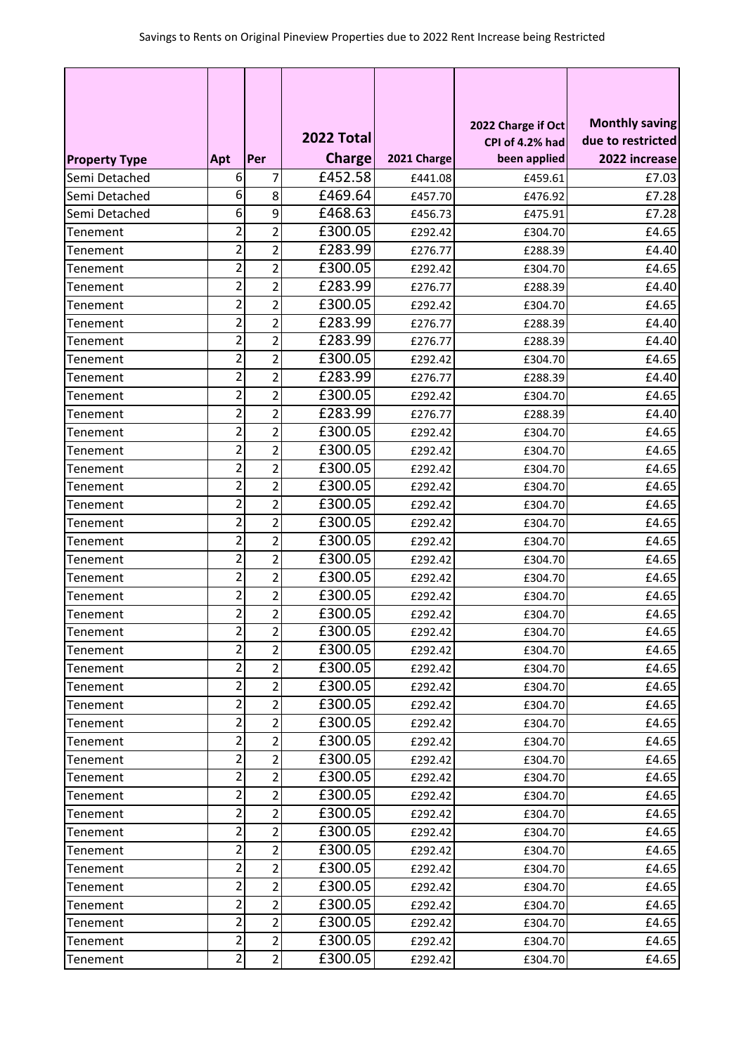Savings to Rents on Original Pineview Properties due to 2022 Rent Increase being Restricted

| Property Type | Apt | Per | 2022 Total Charge | 2021 Charge | 2022 Charge if Oct CPI of 4.2% had been applied | Monthly saving due to restricted 2022 increase |
|---|---|---|---|---|---|---|
| Semi Detached | 6 | 7 | £452.58 | £441.08 | £459.61 | £7.03 |
| Semi Detached | 6 | 8 | £469.64 | £457.70 | £476.92 | £7.28 |
| Semi Detached | 6 | 9 | £468.63 | £456.73 | £475.91 | £7.28 |
| Tenement | 2 | 2 | £300.05 | £292.42 | £304.70 | £4.65 |
| Tenement | 2 | 2 | £283.99 | £276.77 | £288.39 | £4.40 |
| Tenement | 2 | 2 | £300.05 | £292.42 | £304.70 | £4.65 |
| Tenement | 2 | 2 | £283.99 | £276.77 | £288.39 | £4.40 |
| Tenement | 2 | 2 | £300.05 | £292.42 | £304.70 | £4.65 |
| Tenement | 2 | 2 | £283.99 | £276.77 | £288.39 | £4.40 |
| Tenement | 2 | 2 | £283.99 | £276.77 | £288.39 | £4.40 |
| Tenement | 2 | 2 | £300.05 | £292.42 | £304.70 | £4.65 |
| Tenement | 2 | 2 | £283.99 | £276.77 | £288.39 | £4.40 |
| Tenement | 2 | 2 | £300.05 | £292.42 | £304.70 | £4.65 |
| Tenement | 2 | 2 | £283.99 | £276.77 | £288.39 | £4.40 |
| Tenement | 2 | 2 | £300.05 | £292.42 | £304.70 | £4.65 |
| Tenement | 2 | 2 | £300.05 | £292.42 | £304.70 | £4.65 |
| Tenement | 2 | 2 | £300.05 | £292.42 | £304.70 | £4.65 |
| Tenement | 2 | 2 | £300.05 | £292.42 | £304.70 | £4.65 |
| Tenement | 2 | 2 | £300.05 | £292.42 | £304.70 | £4.65 |
| Tenement | 2 | 2 | £300.05 | £292.42 | £304.70 | £4.65 |
| Tenement | 2 | 2 | £300.05 | £292.42 | £304.70 | £4.65 |
| Tenement | 2 | 2 | £300.05 | £292.42 | £304.70 | £4.65 |
| Tenement | 2 | 2 | £300.05 | £292.42 | £304.70 | £4.65 |
| Tenement | 2 | 2 | £300.05 | £292.42 | £304.70 | £4.65 |
| Tenement | 2 | 2 | £300.05 | £292.42 | £304.70 | £4.65 |
| Tenement | 2 | 2 | £300.05 | £292.42 | £304.70 | £4.65 |
| Tenement | 2 | 2 | £300.05 | £292.42 | £304.70 | £4.65 |
| Tenement | 2 | 2 | £300.05 | £292.42 | £304.70 | £4.65 |
| Tenement | 2 | 2 | £300.05 | £292.42 | £304.70 | £4.65 |
| Tenement | 2 | 2 | £300.05 | £292.42 | £304.70 | £4.65 |
| Tenement | 2 | 2 | £300.05 | £292.42 | £304.70 | £4.65 |
| Tenement | 2 | 2 | £300.05 | £292.42 | £304.70 | £4.65 |
| Tenement | 2 | 2 | £300.05 | £292.42 | £304.70 | £4.65 |
| Tenement | 2 | 2 | £300.05 | £292.42 | £304.70 | £4.65 |
| Tenement | 2 | 2 | £300.05 | £292.42 | £304.70 | £4.65 |
| Tenement | 2 | 2 | £300.05 | £292.42 | £304.70 | £4.65 |
| Tenement | 2 | 2 | £300.05 | £292.42 | £304.70 | £4.65 |
| Tenement | 2 | 2 | £300.05 | £292.42 | £304.70 | £4.65 |
| Tenement | 2 | 2 | £300.05 | £292.42 | £304.70 | £4.65 |
| Tenement | 2 | 2 | £300.05 | £292.42 | £304.70 | £4.65 |
| Tenement | 2 | 2 | £300.05 | £292.42 | £304.70 | £4.65 |
| Tenement | 2 | 2 | £300.05 | £292.42 | £304.70 | £4.65 |
| Tenement | 2 | 2 | £300.05 | £292.42 | £304.70 | £4.65 |
| Tenement | 2 | 2 | £300.05 | £292.42 | £304.70 | £4.65 |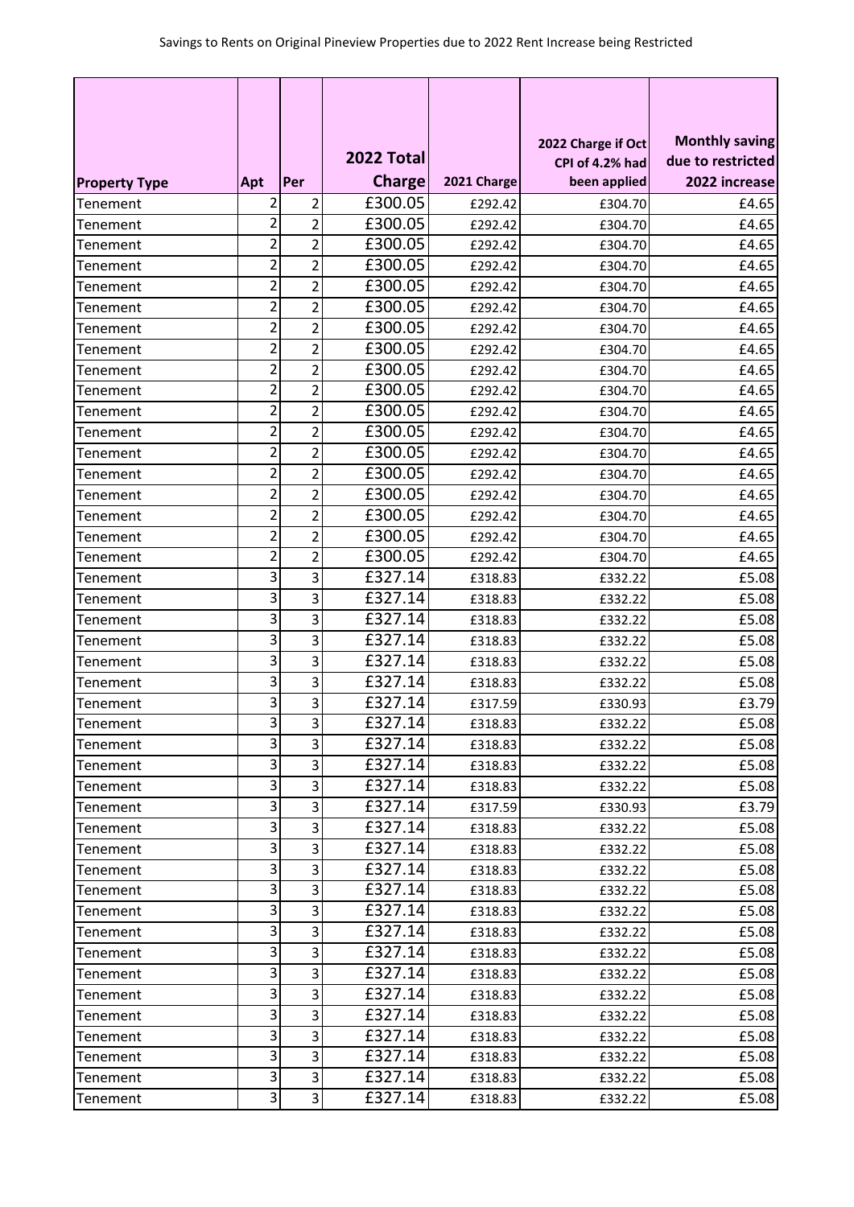Savings to Rents on Original Pineview Properties due to 2022 Rent Increase being Restricted

| Property Type | Apt | Per | 2022 Total Charge | 2021 Charge | 2022 Charge if Oct CPI of 4.2% had been applied | Monthly saving due to restricted 2022 increase |
|---|---|---|---|---|---|---|
| Tenement | 2 | 2 | £300.05 | £292.42 | £304.70 | £4.65 |
| Tenement | 2 | 2 | £300.05 | £292.42 | £304.70 | £4.65 |
| Tenement | 2 | 2 | £300.05 | £292.42 | £304.70 | £4.65 |
| Tenement | 2 | 2 | £300.05 | £292.42 | £304.70 | £4.65 |
| Tenement | 2 | 2 | £300.05 | £292.42 | £304.70 | £4.65 |
| Tenement | 2 | 2 | £300.05 | £292.42 | £304.70 | £4.65 |
| Tenement | 2 | 2 | £300.05 | £292.42 | £304.70 | £4.65 |
| Tenement | 2 | 2 | £300.05 | £292.42 | £304.70 | £4.65 |
| Tenement | 2 | 2 | £300.05 | £292.42 | £304.70 | £4.65 |
| Tenement | 2 | 2 | £300.05 | £292.42 | £304.70 | £4.65 |
| Tenement | 2 | 2 | £300.05 | £292.42 | £304.70 | £4.65 |
| Tenement | 2 | 2 | £300.05 | £292.42 | £304.70 | £4.65 |
| Tenement | 2 | 2 | £300.05 | £292.42 | £304.70 | £4.65 |
| Tenement | 2 | 2 | £300.05 | £292.42 | £304.70 | £4.65 |
| Tenement | 2 | 2 | £300.05 | £292.42 | £304.70 | £4.65 |
| Tenement | 2 | 2 | £300.05 | £292.42 | £304.70 | £4.65 |
| Tenement | 2 | 2 | £300.05 | £292.42 | £304.70 | £4.65 |
| Tenement | 2 | 2 | £300.05 | £292.42 | £304.70 | £4.65 |
| Tenement | 3 | 3 | £327.14 | £318.83 | £332.22 | £5.08 |
| Tenement | 3 | 3 | £327.14 | £318.83 | £332.22 | £5.08 |
| Tenement | 3 | 3 | £327.14 | £318.83 | £332.22 | £5.08 |
| Tenement | 3 | 3 | £327.14 | £318.83 | £332.22 | £5.08 |
| Tenement | 3 | 3 | £327.14 | £318.83 | £332.22 | £5.08 |
| Tenement | 3 | 3 | £327.14 | £318.83 | £332.22 | £5.08 |
| Tenement | 3 | 3 | £327.14 | £317.59 | £330.93 | £3.79 |
| Tenement | 3 | 3 | £327.14 | £318.83 | £332.22 | £5.08 |
| Tenement | 3 | 3 | £327.14 | £318.83 | £332.22 | £5.08 |
| Tenement | 3 | 3 | £327.14 | £318.83 | £332.22 | £5.08 |
| Tenement | 3 | 3 | £327.14 | £318.83 | £332.22 | £5.08 |
| Tenement | 3 | 3 | £327.14 | £317.59 | £330.93 | £3.79 |
| Tenement | 3 | 3 | £327.14 | £318.83 | £332.22 | £5.08 |
| Tenement | 3 | 3 | £327.14 | £318.83 | £332.22 | £5.08 |
| Tenement | 3 | 3 | £327.14 | £318.83 | £332.22 | £5.08 |
| Tenement | 3 | 3 | £327.14 | £318.83 | £332.22 | £5.08 |
| Tenement | 3 | 3 | £327.14 | £318.83 | £332.22 | £5.08 |
| Tenement | 3 | 3 | £327.14 | £318.83 | £332.22 | £5.08 |
| Tenement | 3 | 3 | £327.14 | £318.83 | £332.22 | £5.08 |
| Tenement | 3 | 3 | £327.14 | £318.83 | £332.22 | £5.08 |
| Tenement | 3 | 3 | £327.14 | £318.83 | £332.22 | £5.08 |
| Tenement | 3 | 3 | £327.14 | £318.83 | £332.22 | £5.08 |
| Tenement | 3 | 3 | £327.14 | £318.83 | £332.22 | £5.08 |
| Tenement | 3 | 3 | £327.14 | £318.83 | £332.22 | £5.08 |
| Tenement | 3 | 3 | £327.14 | £318.83 | £332.22 | £5.08 |
| Tenement | 3 | 3 | £327.14 | £318.83 | £332.22 | £5.08 |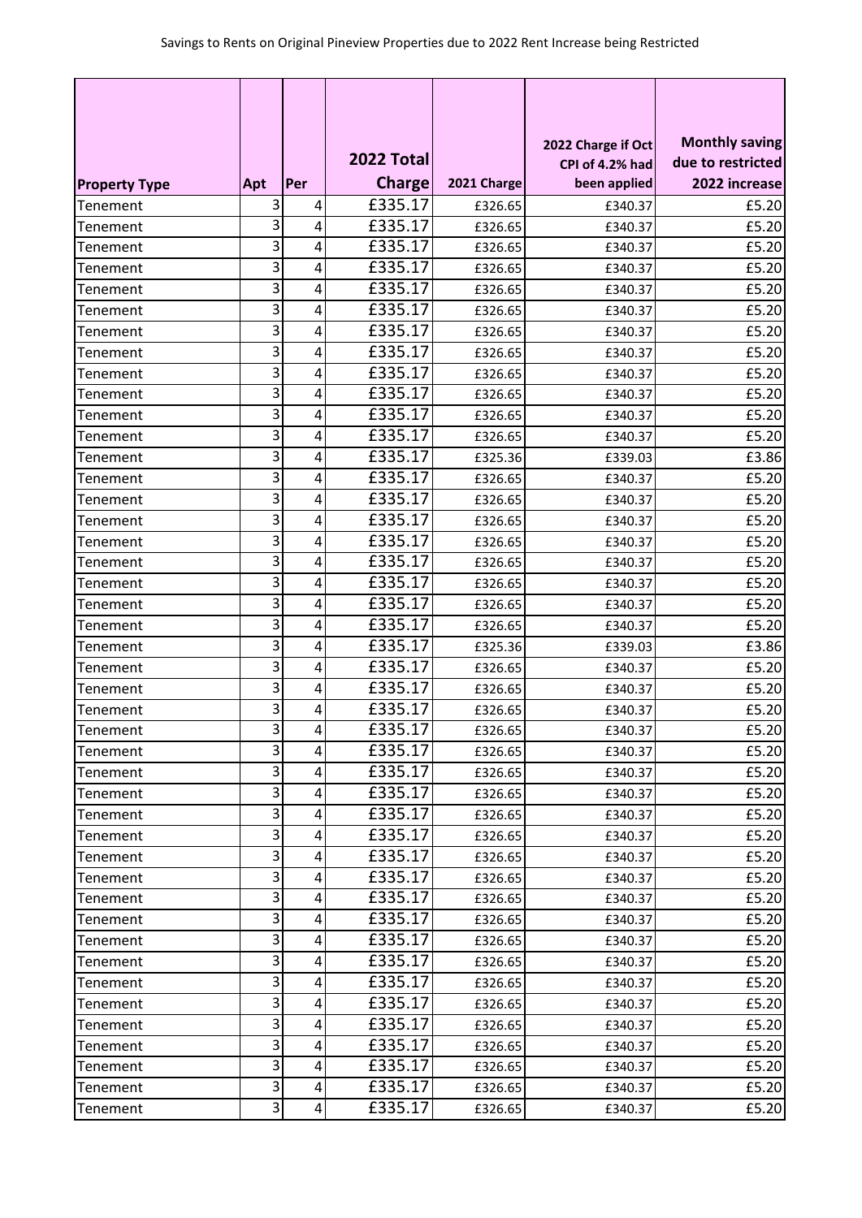Savings to Rents on Original Pineview Properties due to 2022 Rent Increase being Restricted

| Property Type | Apt | Per | 2022 Total Charge | 2021 Charge | 2022 Charge if Oct CPI of 4.2% had been applied | Monthly saving due to restricted 2022 increase |
|---|---|---|---|---|---|---|
| Tenement | 3 | 4 | £335.17 | £326.65 | £340.37 | £5.20 |
| Tenement | 3 | 4 | £335.17 | £326.65 | £340.37 | £5.20 |
| Tenement | 3 | 4 | £335.17 | £326.65 | £340.37 | £5.20 |
| Tenement | 3 | 4 | £335.17 | £326.65 | £340.37 | £5.20 |
| Tenement | 3 | 4 | £335.17 | £326.65 | £340.37 | £5.20 |
| Tenement | 3 | 4 | £335.17 | £326.65 | £340.37 | £5.20 |
| Tenement | 3 | 4 | £335.17 | £326.65 | £340.37 | £5.20 |
| Tenement | 3 | 4 | £335.17 | £326.65 | £340.37 | £5.20 |
| Tenement | 3 | 4 | £335.17 | £326.65 | £340.37 | £5.20 |
| Tenement | 3 | 4 | £335.17 | £326.65 | £340.37 | £5.20 |
| Tenement | 3 | 4 | £335.17 | £326.65 | £340.37 | £5.20 |
| Tenement | 3 | 4 | £335.17 | £326.65 | £340.37 | £5.20 |
| Tenement | 3 | 4 | £335.17 | £325.36 | £339.03 | £3.86 |
| Tenement | 3 | 4 | £335.17 | £326.65 | £340.37 | £5.20 |
| Tenement | 3 | 4 | £335.17 | £326.65 | £340.37 | £5.20 |
| Tenement | 3 | 4 | £335.17 | £326.65 | £340.37 | £5.20 |
| Tenement | 3 | 4 | £335.17 | £326.65 | £340.37 | £5.20 |
| Tenement | 3 | 4 | £335.17 | £326.65 | £340.37 | £5.20 |
| Tenement | 3 | 4 | £335.17 | £326.65 | £340.37 | £5.20 |
| Tenement | 3 | 4 | £335.17 | £326.65 | £340.37 | £5.20 |
| Tenement | 3 | 4 | £335.17 | £326.65 | £340.37 | £5.20 |
| Tenement | 3 | 4 | £335.17 | £325.36 | £339.03 | £3.86 |
| Tenement | 3 | 4 | £335.17 | £326.65 | £340.37 | £5.20 |
| Tenement | 3 | 4 | £335.17 | £326.65 | £340.37 | £5.20 |
| Tenement | 3 | 4 | £335.17 | £326.65 | £340.37 | £5.20 |
| Tenement | 3 | 4 | £335.17 | £326.65 | £340.37 | £5.20 |
| Tenement | 3 | 4 | £335.17 | £326.65 | £340.37 | £5.20 |
| Tenement | 3 | 4 | £335.17 | £326.65 | £340.37 | £5.20 |
| Tenement | 3 | 4 | £335.17 | £326.65 | £340.37 | £5.20 |
| Tenement | 3 | 4 | £335.17 | £326.65 | £340.37 | £5.20 |
| Tenement | 3 | 4 | £335.17 | £326.65 | £340.37 | £5.20 |
| Tenement | 3 | 4 | £335.17 | £326.65 | £340.37 | £5.20 |
| Tenement | 3 | 4 | £335.17 | £326.65 | £340.37 | £5.20 |
| Tenement | 3 | 4 | £335.17 | £326.65 | £340.37 | £5.20 |
| Tenement | 3 | 4 | £335.17 | £326.65 | £340.37 | £5.20 |
| Tenement | 3 | 4 | £335.17 | £326.65 | £340.37 | £5.20 |
| Tenement | 3 | 4 | £335.17 | £326.65 | £340.37 | £5.20 |
| Tenement | 3 | 4 | £335.17 | £326.65 | £340.37 | £5.20 |
| Tenement | 3 | 4 | £335.17 | £326.65 | £340.37 | £5.20 |
| Tenement | 3 | 4 | £335.17 | £326.65 | £340.37 | £5.20 |
| Tenement | 3 | 4 | £335.17 | £326.65 | £340.37 | £5.20 |
| Tenement | 3 | 4 | £335.17 | £326.65 | £340.37 | £5.20 |
| Tenement | 3 | 4 | £335.17 | £326.65 | £340.37 | £5.20 |
| Tenement | 3 | 4 | £335.17 | £326.65 | £340.37 | £5.20 |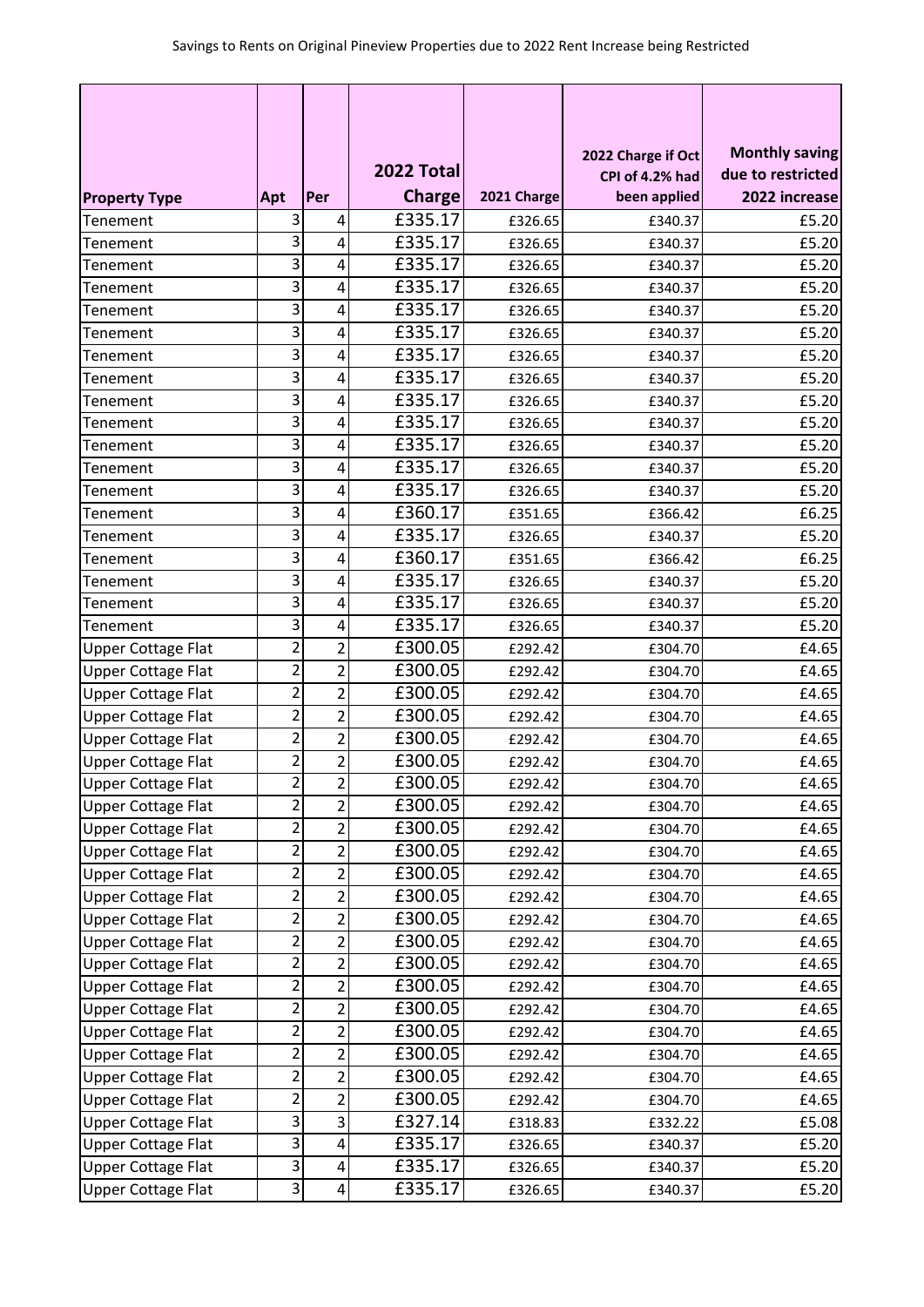Savings to Rents on Original Pineview Properties due to 2022 Rent Increase being Restricted

| Property Type | Apt | Per | 2022 Total Charge | 2021 Charge | 2022 Charge if Oct CPI of 4.2% had been applied | Monthly saving due to restricted 2022 increase |
|---|---|---|---|---|---|---|
| Tenement | 3 | 4 | £335.17 | £326.65 | £340.37 | £5.20 |
| Tenement | 3 | 4 | £335.17 | £326.65 | £340.37 | £5.20 |
| Tenement | 3 | 4 | £335.17 | £326.65 | £340.37 | £5.20 |
| Tenement | 3 | 4 | £335.17 | £326.65 | £340.37 | £5.20 |
| Tenement | 3 | 4 | £335.17 | £326.65 | £340.37 | £5.20 |
| Tenement | 3 | 4 | £335.17 | £326.65 | £340.37 | £5.20 |
| Tenement | 3 | 4 | £335.17 | £326.65 | £340.37 | £5.20 |
| Tenement | 3 | 4 | £335.17 | £326.65 | £340.37 | £5.20 |
| Tenement | 3 | 4 | £335.17 | £326.65 | £340.37 | £5.20 |
| Tenement | 3 | 4 | £335.17 | £326.65 | £340.37 | £5.20 |
| Tenement | 3 | 4 | £335.17 | £326.65 | £340.37 | £5.20 |
| Tenement | 3 | 4 | £335.17 | £326.65 | £340.37 | £5.20 |
| Tenement | 3 | 4 | £335.17 | £326.65 | £340.37 | £5.20 |
| Tenement | 3 | 4 | £360.17 | £351.65 | £366.42 | £6.25 |
| Tenement | 3 | 4 | £335.17 | £326.65 | £340.37 | £5.20 |
| Tenement | 3 | 4 | £360.17 | £351.65 | £366.42 | £6.25 |
| Tenement | 3 | 4 | £335.17 | £326.65 | £340.37 | £5.20 |
| Tenement | 3 | 4 | £335.17 | £326.65 | £340.37 | £5.20 |
| Tenement | 3 | 4 | £335.17 | £326.65 | £340.37 | £5.20 |
| Upper Cottage Flat | 2 | 2 | £300.05 | £292.42 | £304.70 | £4.65 |
| Upper Cottage Flat | 2 | 2 | £300.05 | £292.42 | £304.70 | £4.65 |
| Upper Cottage Flat | 2 | 2 | £300.05 | £292.42 | £304.70 | £4.65 |
| Upper Cottage Flat | 2 | 2 | £300.05 | £292.42 | £304.70 | £4.65 |
| Upper Cottage Flat | 2 | 2 | £300.05 | £292.42 | £304.70 | £4.65 |
| Upper Cottage Flat | 2 | 2 | £300.05 | £292.42 | £304.70 | £4.65 |
| Upper Cottage Flat | 2 | 2 | £300.05 | £292.42 | £304.70 | £4.65 |
| Upper Cottage Flat | 2 | 2 | £300.05 | £292.42 | £304.70 | £4.65 |
| Upper Cottage Flat | 2 | 2 | £300.05 | £292.42 | £304.70 | £4.65 |
| Upper Cottage Flat | 2 | 2 | £300.05 | £292.42 | £304.70 | £4.65 |
| Upper Cottage Flat | 2 | 2 | £300.05 | £292.42 | £304.70 | £4.65 |
| Upper Cottage Flat | 2 | 2 | £300.05 | £292.42 | £304.70 | £4.65 |
| Upper Cottage Flat | 2 | 2 | £300.05 | £292.42 | £304.70 | £4.65 |
| Upper Cottage Flat | 2 | 2 | £300.05 | £292.42 | £304.70 | £4.65 |
| Upper Cottage Flat | 2 | 2 | £300.05 | £292.42 | £304.70 | £4.65 |
| Upper Cottage Flat | 2 | 2 | £300.05 | £292.42 | £304.70 | £4.65 |
| Upper Cottage Flat | 2 | 2 | £300.05 | £292.42 | £304.70 | £4.65 |
| Upper Cottage Flat | 2 | 2 | £300.05 | £292.42 | £304.70 | £4.65 |
| Upper Cottage Flat | 2 | 2 | £300.05 | £292.42 | £304.70 | £4.65 |
| Upper Cottage Flat | 2 | 2 | £300.05 | £292.42 | £304.70 | £4.65 |
| Upper Cottage Flat | 2 | 2 | £300.05 | £292.42 | £304.70 | £4.65 |
| Upper Cottage Flat | 3 | 3 | £327.14 | £318.83 | £332.22 | £5.08 |
| Upper Cottage Flat | 3 | 4 | £335.17 | £326.65 | £340.37 | £5.20 |
| Upper Cottage Flat | 3 | 4 | £335.17 | £326.65 | £340.37 | £5.20 |
| Upper Cottage Flat | 3 | 4 | £335.17 | £326.65 | £340.37 | £5.20 |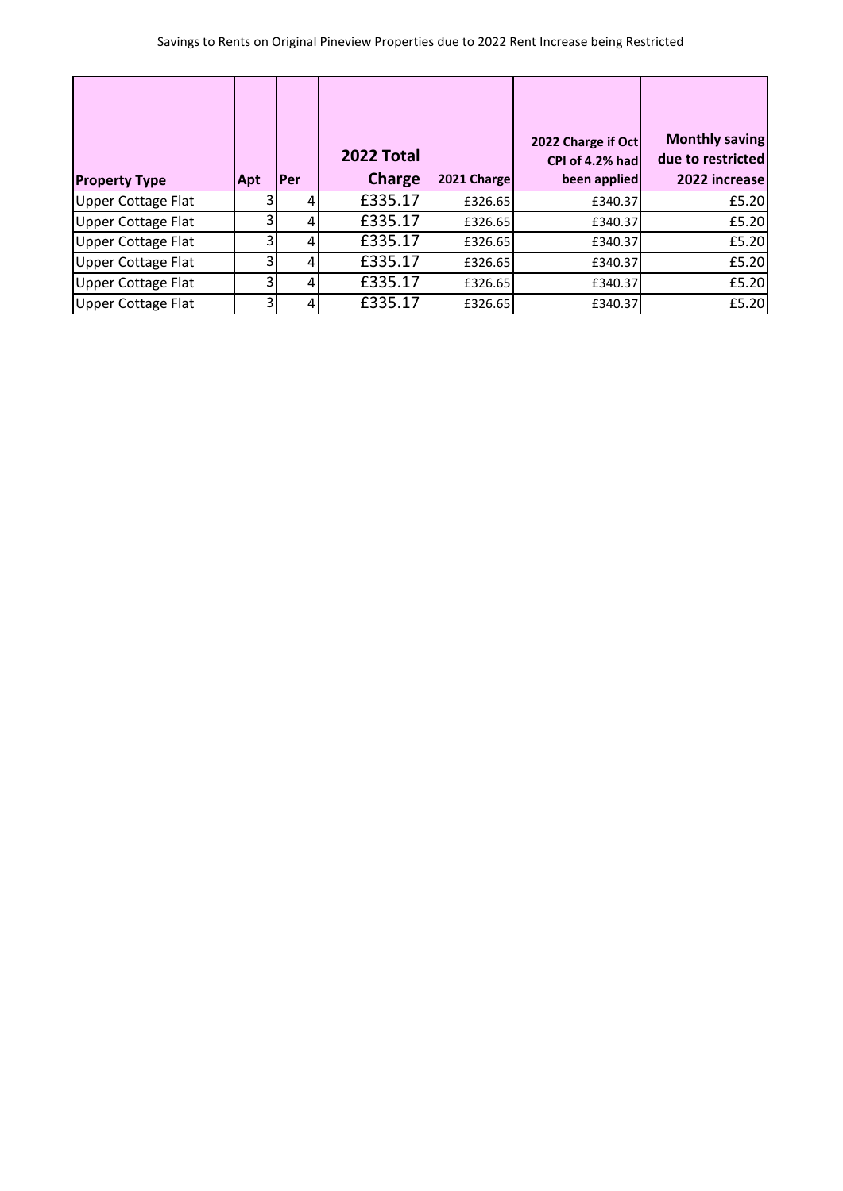Savings to Rents on Original Pineview Properties due to 2022 Rent Increase being Restricted

| Property Type | Apt | Per | 2022 Total Charge | 2021 Charge | 2022 Charge if Oct CPI of 4.2% had been applied | Monthly saving due to restricted 2022 increase |
|---|---|---|---|---|---|---|
| Upper Cottage Flat | 3 | 4 | £335.17 | £326.65 | £340.37 | £5.20 |
| Upper Cottage Flat | 3 | 4 | £335.17 | £326.65 | £340.37 | £5.20 |
| Upper Cottage Flat | 3 | 4 | £335.17 | £326.65 | £340.37 | £5.20 |
| Upper Cottage Flat | 3 | 4 | £335.17 | £326.65 | £340.37 | £5.20 |
| Upper Cottage Flat | 3 | 4 | £335.17 | £326.65 | £340.37 | £5.20 |
| Upper Cottage Flat | 3 | 4 | £335.17 | £326.65 | £340.37 | £5.20 |